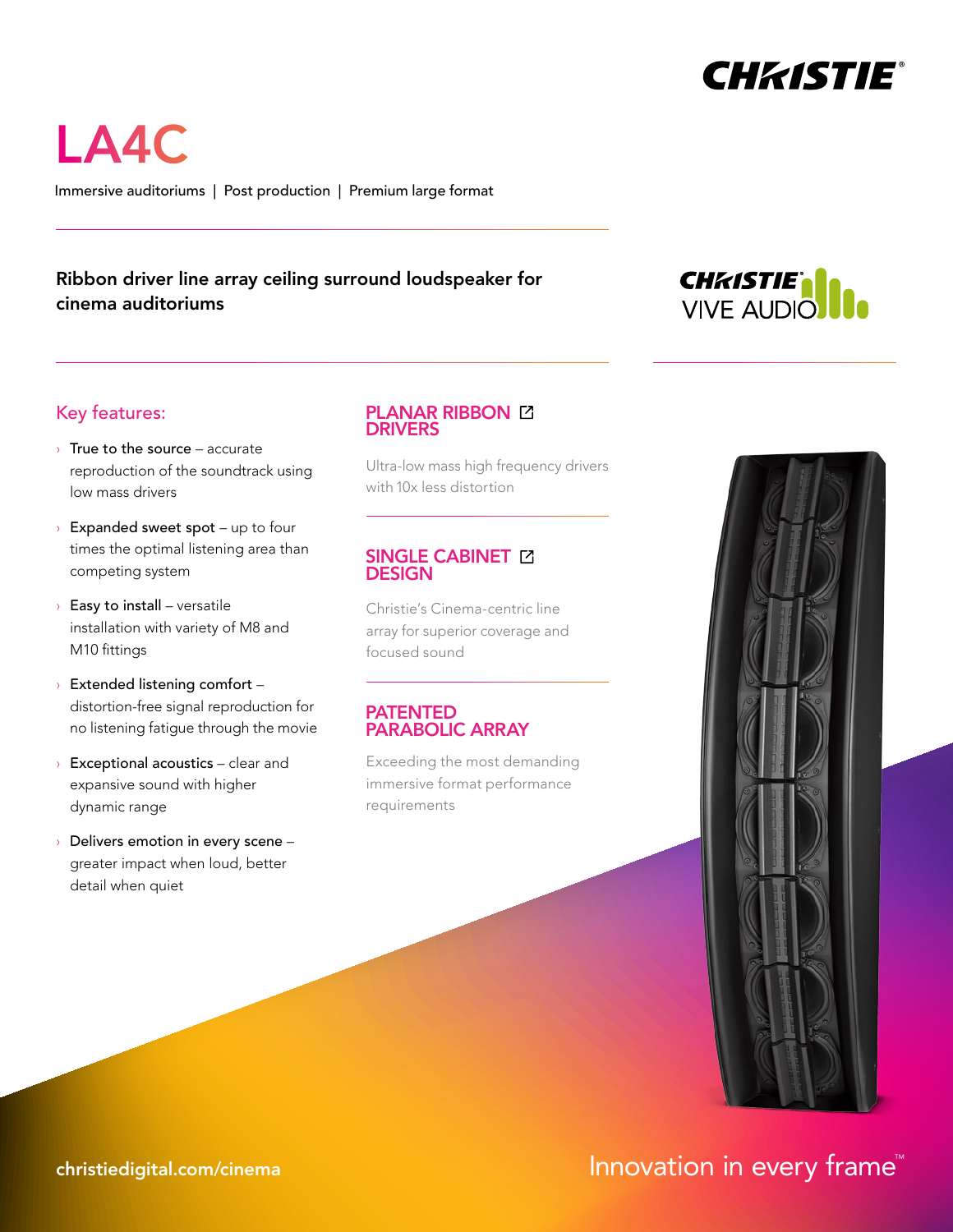# LA4C

Immersive auditoriums | Post production | Premium large format

**Ribbon driver line array ceiling surround loudspeaker for cinema auditoriums**

## Key features:

- **True to the source** – accurate reproduction of the soundtrack using low mass drivers
- **Expanded sweet spot** – up to four times the optimal listening area than competing system
- **Easy to install** – versatile installation with variety of M8 and M10 fittings
- **Extended listening comfort** – distortion-free signal reproduction for no listening fatigue through the movie
- **Exceptional acoustics** – clear and expansive sound with higher dynamic range
- **Delivers emotion in every scene** – greater impact when loud, better detail when quiet

### PLANAR RIBBON DRIVERS

Ultra-low mass high frequency drivers with 10x less distortion

### SINGLE CABINET DESIGN

Christie's Cinema-centric line array for superior coverage and focused sound

### PATENTED PARABOLIC ARRAY

Exceeding the most demanding immersive format performance requirements

christiedigital.com/cinema

Innovation in every frame™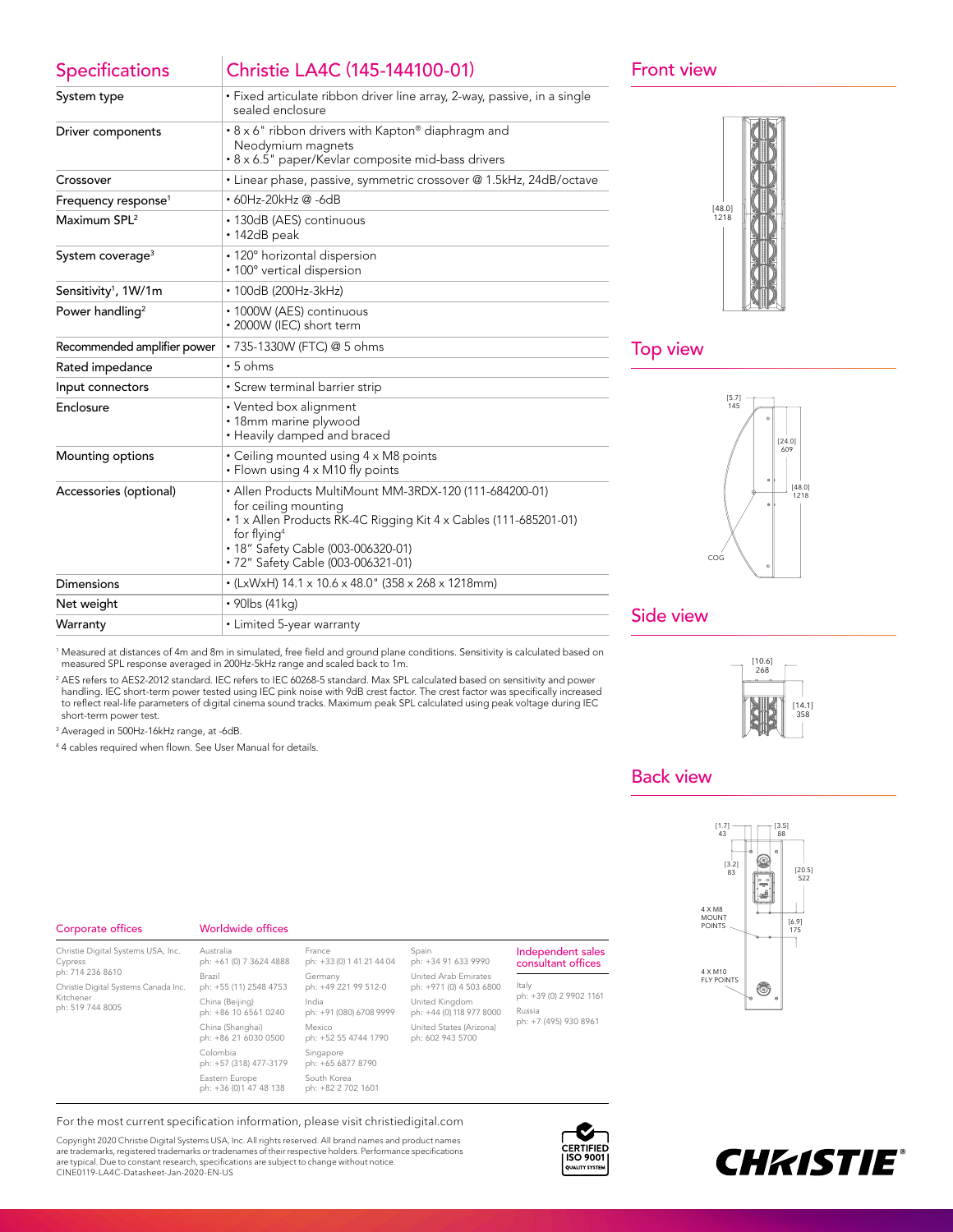## Specifications

| Specifications | Christie LA4C (145-144100-01) |
|---|---|
| System type | • Fixed articulate ribbon driver line array, 2-way, passive, in a single sealed enclosure |
| Driver components | • 8 x 6" ribbon drivers with Kapton® diaphragm and Neodymium magnets<br>• 8 x 6.5" paper/Kevlar composite mid-bass drivers |
| Crossover | • Linear phase, passive, symmetric crossover @ 1.5kHz, 24dB/octave |
| Frequency response[1] | • 60Hz-20kHz @ -6dB |
| Maximum SPL[2] | • 130dB (AES) continuous<br>• 142dB peak |
| System coverage[3] | • 120° horizontal dispersion<br>• 100° vertical dispersion |
| Sensitivity[1], 1W/1m | • 100dB (200Hz-3kHz) |
| Power handling[2] | • 1000W (AES) continuous<br>• 2000W (IEC) short term |
| Recommended amplifier power | • 735-1330W (FTC) @ 5 ohms |
| Rated impedance | • 5 ohms |
| Input connectors | • Screw terminal barrier strip |
| Enclosure | • Vented box alignment<br>• 18mm marine plywood<br>• Heavily damped and braced |
| Mounting options | • Ceiling mounted using 4 x M8 points<br>• Flown using 4 x M10 fly points |
| Accessories (optional) | • Allen Products MultiMount MM-3RDX-120 (111-684200-01) for ceiling mounting<br>• 1 x Allen Products RK-4C Rigging Kit 4 x Cables (111-685201-01) for flying[4]<br>• 18" Safety Cable (003-006320-01)<br>• 72" Safety Cable (003-006321-01) |
| Dimensions | • (LxWxH) 14.1 x 10.6 x 48.0" (358 x 268 x 1218mm) |
| Net weight | • 90lbs (41kg) |
| Warranty | • Limited 5-year warranty |

[1] Measured at distances of 4m and 8m in simulated, free field and ground plane conditions. Sensitivity is calculated based on measured SPL response averaged in 200Hz-5kHz range and scaled back to 1m.

[2] AES refers to AES2-2012 standard. IEC refers to IEC 60268-5 standard. Max SPL calculated based on sensitivity and power handling. IEC short-term power tested using IEC pink noise with 9dB crest factor. The crest factor was specifically increased to reflect real-life parameters of digital cinema sound tracks. Maximum peak SPL calculated using peak voltage during IEC short-term power test.

[3] Averaged in 500Hz-16kHz range, at -6dB.

[4] 4 cables required when flown. See User Manual for details.

## Front view

[48.0]
1218

## Top view

[5.7]
145

[24.0]
609

[48.0]
1218

COG

## Side view

[10.6]
268

[14.1]
358

## Back view

[1.7]
43

[3.5]
88

[3.2]
83

[20.5]
522

4 X M8
MOUNT
POINTS

[6.9]
175

4 X M10
FLY POINTS

### Corporate offices

Christie Digital Systems USA, Inc.
Cypress
ph: 714 236 8610

Christie Digital Systems Canada Inc.
Kitchener
ph: 519 744 8005

### Worldwide offices

Australia
ph: +61 (0) 7 3624 4888

Brazil
ph: +55 (11) 2548 4753

China (Beijing)
ph: +86 10 6561 0240

China (Shanghai)
ph: +86 21 6030 0500

Colombia
ph: +57 (318) 477-3179

Eastern Europe
ph: +36 (0)1 47 48 138

France
ph: +33 (0) 1 41 21 44 04

Germany
ph: +49 221 99 512-0

India
ph: +91 (080) 6708 9999

Mexico
ph: +52 55 4744 1790

Singapore
ph: +65 6877 8790

South Korea
ph: +82 2 702 1601

Spain
ph: +34 91 633 9990

United Arab Emirates
ph: +971 (0) 4 503 6800

United Kingdom
ph: +44 (0) 118 977 8000

United States (Arizona)
ph: 602 943 5700

### Independent sales consultant offices

Italy
ph: +39 (0) 2 9902 1161

Russia
ph: +7 (495) 930 8961

For the most current specification information, please visit christiedigital.com

Copyright 2020 Christie Digital Systems USA, Inc. All rights reserved. All brand names and product names are trademarks, registered trademarks or tradenames of their respective holders. Performance specifications are typical. Due to constant research, specifications are subject to change without notice.
CINE0119-LA4C-Datasheet-Jan-2020-EN-US

CERTIFIED ISO 9001 QUALITY SYSTEM

CHRISTIE®